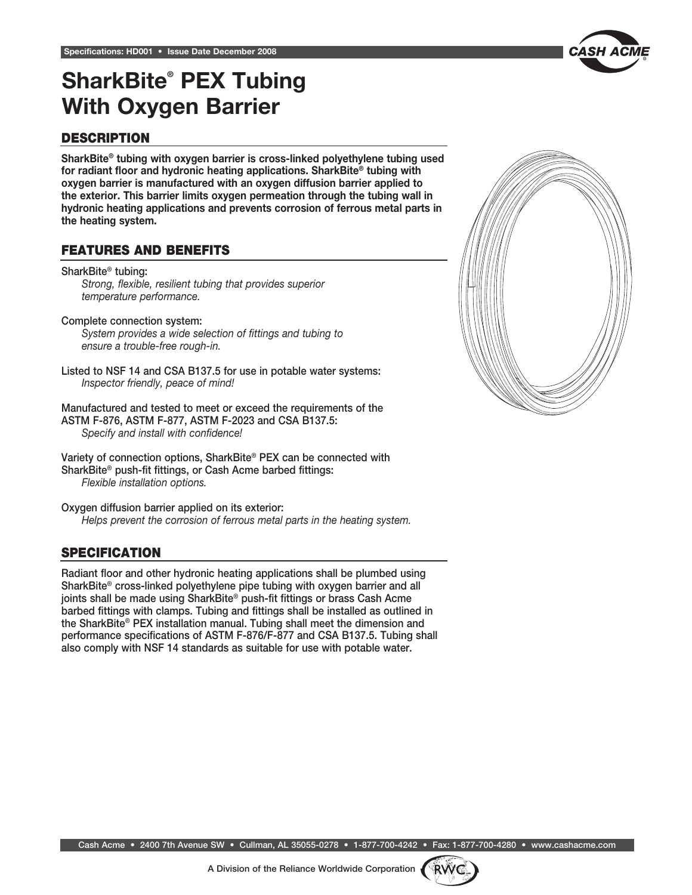Specifications: HD001 • Issue Date December 2008

# SharkBite® PEX Tubing With Oxygen Barrier

## DESCRIPTION

**SharkBite® tubing with oxygen barrier is cross-linked polyethylene tubing used for radiant floor and hydronic heating applications. SharkBite® tubing with oxygen barrier is manufactured with an oxygen diffusion barrier applied to the exterior. This barrier limits oxygen permeation through the tubing wall in hydronic heating applications and prevents corrosion of ferrous metal parts in the heating system.**

## FEATURES AND BENEFITS

SharkBite® tubing:
*Strong, flexible, resilient tubing that provides superior temperature performance.*

Complete connection system:
*System provides a wide selection of fittings and tubing to ensure a trouble-free rough-in.*

Listed to NSF 14 and CSA B137.5 for use in potable water systems:
*Inspector friendly, peace of mind!*

Manufactured and tested to meet or exceed the requirements of the ASTM F-876, ASTM F-877, ASTM F-2023 and CSA B137.5:
*Specify and install with confidence!*

Variety of connection options, SharkBite® PEX can be connected with SharkBite® push-fit fittings, or Cash Acme barbed fittings:
*Flexible installation options.*

Oxygen diffusion barrier applied on its exterior:
*Helps prevent the corrosion of ferrous metal parts in the heating system.*

## SPECIFICATION

Radiant floor and other hydronic heating applications shall be plumbed using SharkBite® cross-linked polyethylene pipe tubing with oxygen barrier and all joints shall be made using SharkBite® push-fit fittings or brass Cash Acme barbed fittings with clamps. Tubing and fittings shall be installed as outlined in the SharkBite® PEX installation manual. Tubing shall meet the dimension and performance specifications of ASTM F-876/F-877 and CSA B137.5. Tubing shall also comply with NSF 14 standards as suitable for use with potable water.

Cash Acme • 2400 7th Avenue SW • Cullman, AL 35055-0278 • 1-877-700-4242 • Fax: 1-877-700-4280 • www.cashacme.com

A Division of the Reliance Worldwide Corporation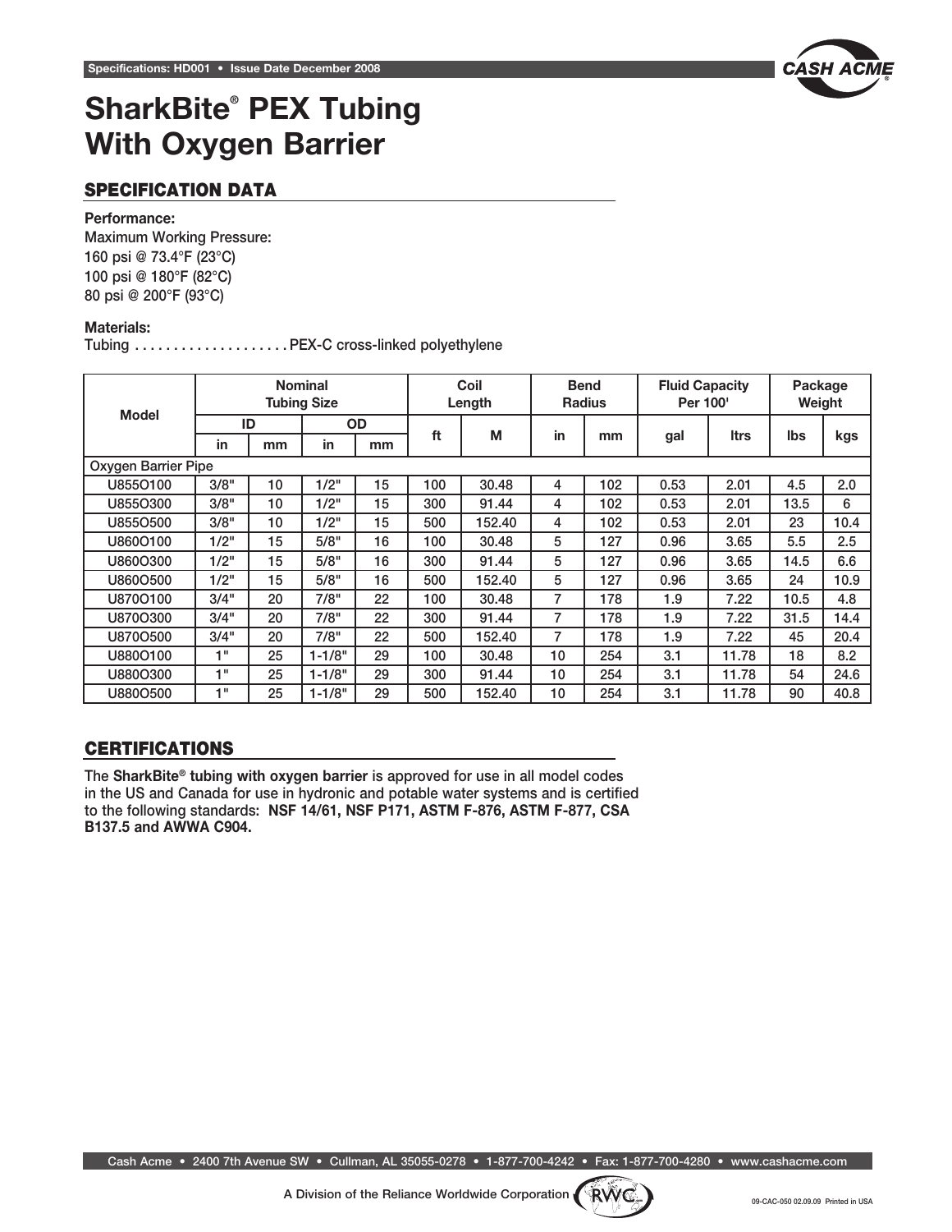# SharkBite® PEX Tubing With Oxygen Barrier

## SPECIFICATION DATA

**Performance:**

Maximum Working Pressure:
160 psi @ 73.4°F (23°C)
100 psi @ 180°F (82°C)
80 psi @ 200°F (93°C)

**Materials:**

Tubing . . . . . . . . . . . . . . . . . . . . PEX-C cross-linked polyethylene

| Model | Nominal Tubing Size | | | | Coil Length | | Bend Radius | | Fluid Capacity Per 100' | | Package Weight | |
|---|---|---|---|---|---|---|---|---|---|---|---|---|
| | ID | | OD | | ft | M | in | mm | gal | ltrs | lbs | kgs |
| | in | mm | in | mm | | | | | | | | |
| Oxygen Barrier Pipe | | | | | | | | | | | | |
| U855O100 | 3/8" | 10 | 1/2" | 15 | 100 | 30.48 | 4 | 102 | 0.53 | 2.01 | 4.5 | 2.0 |
| U855O300 | 3/8" | 10 | 1/2" | 15 | 300 | 91.44 | 4 | 102 | 0.53 | 2.01 | 13.5 | 6 |
| U855O500 | 3/8" | 10 | 1/2" | 15 | 500 | 152.40 | 4 | 102 | 0.53 | 2.01 | 23 | 10.4 |
| U860O100 | 1/2" | 15 | 5/8" | 16 | 100 | 30.48 | 5 | 127 | 0.96 | 3.65 | 5.5 | 2.5 |
| U860O300 | 1/2" | 15 | 5/8" | 16 | 300 | 91.44 | 5 | 127 | 0.96 | 3.65 | 14.5 | 6.6 |
| U860O500 | 1/2" | 15 | 5/8" | 16 | 500 | 152.40 | 5 | 127 | 0.96 | 3.65 | 24 | 10.9 |
| U870O100 | 3/4" | 20 | 7/8" | 22 | 100 | 30.48 | 7 | 178 | 1.9 | 7.22 | 10.5 | 4.8 |
| U870O300 | 3/4" | 20 | 7/8" | 22 | 300 | 91.44 | 7 | 178 | 1.9 | 7.22 | 31.5 | 14.4 |
| U870O500 | 3/4" | 20 | 7/8" | 22 | 500 | 152.40 | 7 | 178 | 1.9 | 7.22 | 45 | 20.4 |
| U880O100 | 1" | 25 | 1-1/8" | 29 | 100 | 30.48 | 10 | 254 | 3.1 | 11.78 | 18 | 8.2 |
| U880O300 | 1" | 25 | 1-1/8" | 29 | 300 | 91.44 | 10 | 254 | 3.1 | 11.78 | 54 | 24.6 |
| U880O500 | 1" | 25 | 1-1/8" | 29 | 500 | 152.40 | 10 | 254 | 3.1 | 11.78 | 90 | 40.8 |

## CERTIFICATIONS

The **SharkBite® tubing with oxygen barrier** is approved for use in all model codes in the US and Canada for use in hydronic and potable water systems and is certified to the following standards: **NSF 14/61, NSF P171, ASTM F-876, ASTM F-877, CSA B137.5 and AWWA C904.**

Cash Acme • 2400 7th Avenue SW • Cullman, AL 35055-0278 • 1-877-700-4242 • Fax: 1-877-700-4280 • www.cashacme.com

A Division of the Reliance Worldwide Corporation

09-CAC-050 02.09.09 Printed in USA